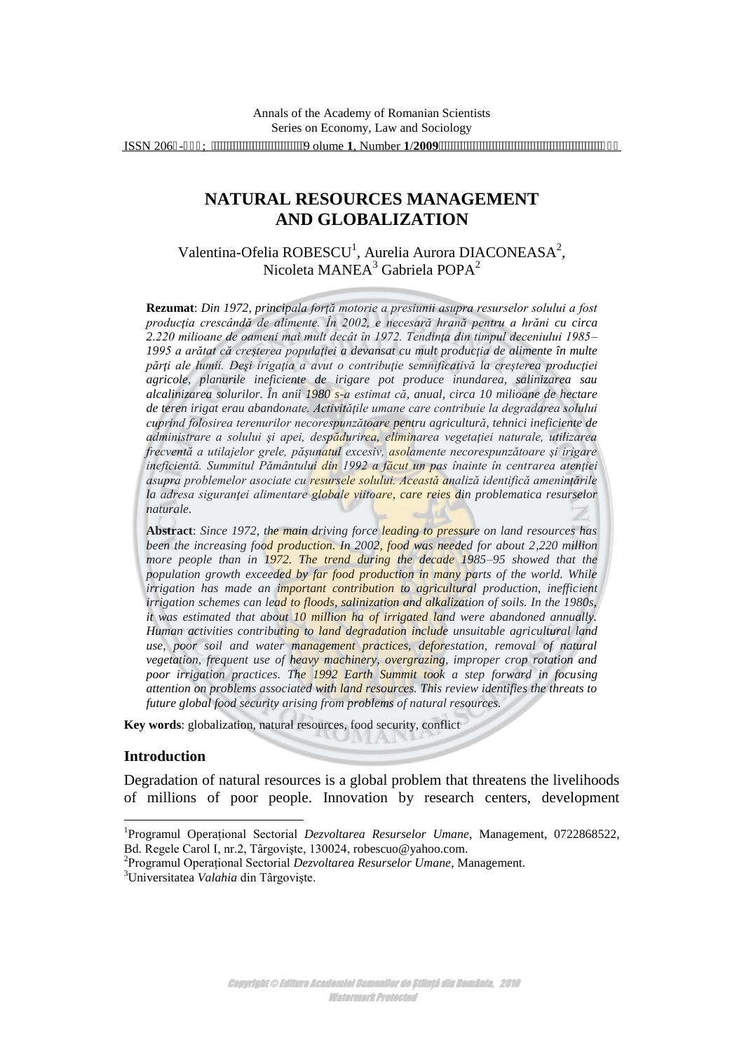# NATURAL RESOURCES MANAGEMENT AND GLOBALIZATION

Valentina-Ofelia ROBESCU[1], Aurelia Aurora DIACONEASA[2], Nicoleta MANEA[3] Gabriela POPA[2]

**Rezumat**: *Din 1972, principala forță motorie a presiunii asupra resurselor solului a fost producția crescândă de alimente. În 2002, e necesară hrană pentru a hrăni cu circa 2.220 milioane de oameni mai mult decât în 1972. Tendința din timpul deceniului 1985–1995 a arătat că creșterea populației a devansat cu mult producția de alimente în multe părți ale lumii. Deşi irigația a avut o contribuție semnificativă la creşterea producției agricole, planurile ineficiente de irigare pot produce inundarea, salinizarea sau alcalinizarea solurilor. În anii 1980 s-a estimat că, anual, circa 10 milioane de hectare de teren irigat erau abandonate. Activitățile umane care contribuie la degradarea solului cuprind folosirea terenurilor necorespunzătoare pentru agricultură, tehnici ineficiente de administrare a solului şi apei, despădurirea, eliminarea vegetației naturale, utilizarea frecventă a utilajelor grele, păşunatul excesiv, asolamente necorespunzătoare şi irigare ineficientă. Summitul Pământului din 1992 a făcut un pas înainte în centrarea atenției asupra problemelor asociate cu resursele solului. Această analiză identifică amenințările la adresa siguranței alimentare globale viitoare, care reies din problematica resurselor naturale.*

**Abstract**: *Since 1972, the main driving force leading to pressure on land resources has been the increasing food production. In 2002, food was needed for about 2,220 million more people than in 1972. The trend during the decade 1985–95 showed that the population growth exceeded by far food production in many parts of the world. While irrigation has made an important contribution to agricultural production, inefficient irrigation schemes can lead to floods, salinization and alkalization of soils. In the 1980s, it was estimated that about 10 million ha of irrigated land were abandoned annually. Human activities contributing to land degradation include unsuitable agricultural land use, poor soil and water management practices, deforestation, removal of natural vegetation, frequent use of heavy machinery, overgrazing, improper crop rotation and poor irrigation practices. The 1992 Earth Summit took a step forward in focusing attention on problems associated with land resources. This review identifies the threats to future global food security arising from problems of natural resources.*

**Key words**: globalization, natural resources, food security, conflict

## Introduction

Degradation of natural resources is a global problem that threatens the livelihoods of millions of poor people. Innovation by research centers, development

---

[1]Programul Operațional Sectorial *Dezvoltarea Resurselor Umane*, Management, 0722868522, Bd. Regele Carol I, nr.2, Târgovişte, 130024, robescuo@yahoo.com.

[2]Programul Operațional Sectorial *Dezvoltarea Resurselor Umane*, Management.

[3]Universitatea *Valahia* din Târgovişte.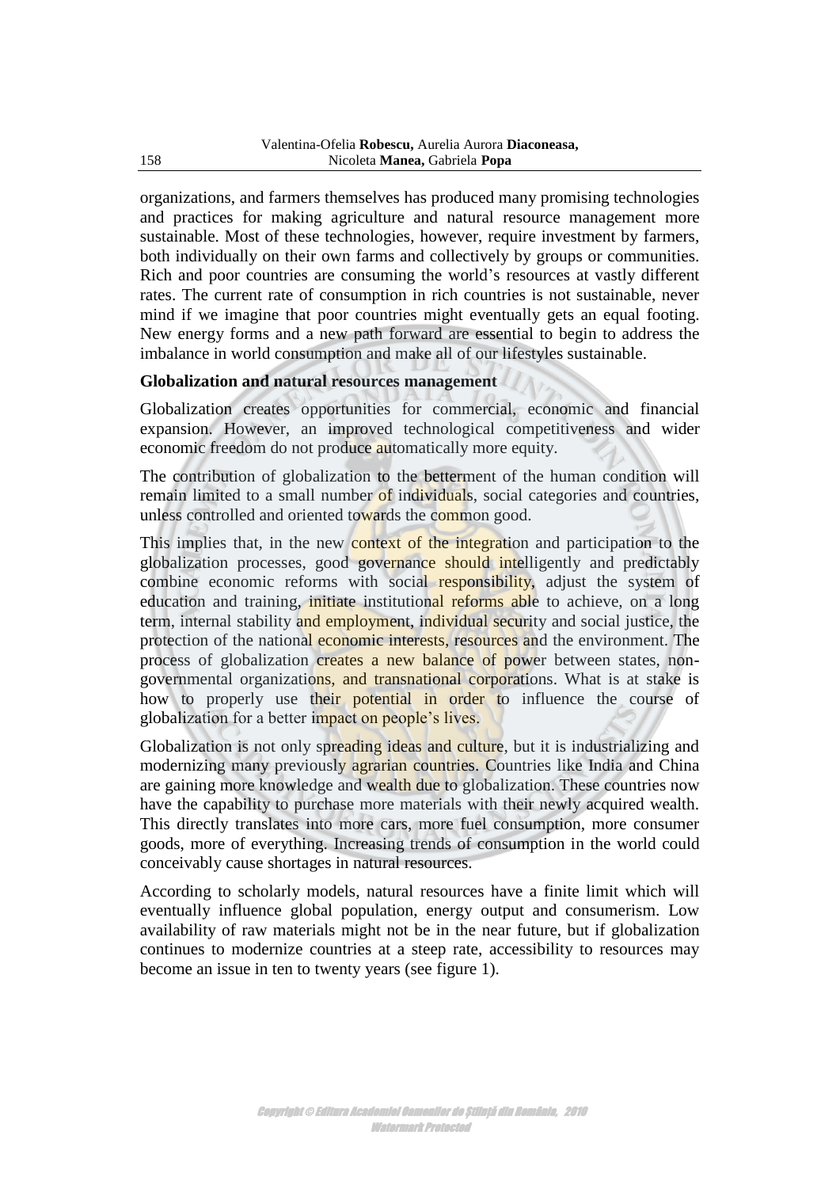organizations, and farmers themselves has produced many promising technologies and practices for making agriculture and natural resource management more sustainable. Most of these technologies, however, require investment by farmers, both individually on their own farms and collectively by groups or communities. Rich and poor countries are consuming the world's resources at vastly different rates. The current rate of consumption in rich countries is not sustainable, never mind if we imagine that poor countries might eventually gets an equal footing. New energy forms and a new path forward are essential to begin to address the imbalance in world consumption and make all of our lifestyles sustainable.

**Globalization and natural resources management**

Globalization creates opportunities for commercial, economic and financial expansion. However, an improved technological competitiveness and wider economic freedom do not produce automatically more equity.

The contribution of globalization to the betterment of the human condition will remain limited to a small number of individuals, social categories and countries, unless controlled and oriented towards the common good.

This implies that, in the new context of the integration and participation to the globalization processes, good governance should intelligently and predictably combine economic reforms with social responsibility, adjust the system of education and training, initiate institutional reforms able to achieve, on a long term, internal stability and employment, individual security and social justice, the protection of the national economic interests, resources and the environment. The process of globalization creates a new balance of power between states, non-governmental organizations, and transnational corporations. What is at stake is how to properly use their potential in order to influence the course of globalization for a better impact on people's lives.

Globalization is not only spreading ideas and culture, but it is industrializing and modernizing many previously agrarian countries. Countries like India and China are gaining more knowledge and wealth due to globalization. These countries now have the capability to purchase more materials with their newly acquired wealth. This directly translates into more cars, more fuel consumption, more consumer goods, more of everything. Increasing trends of consumption in the world could conceivably cause shortages in natural resources.

According to scholarly models, natural resources have a finite limit which will eventually influence global population, energy output and consumerism. Low availability of raw materials might not be in the near future, but if globalization continues to modernize countries at a steep rate, accessibility to resources may become an issue in ten to twenty years (see figure 1).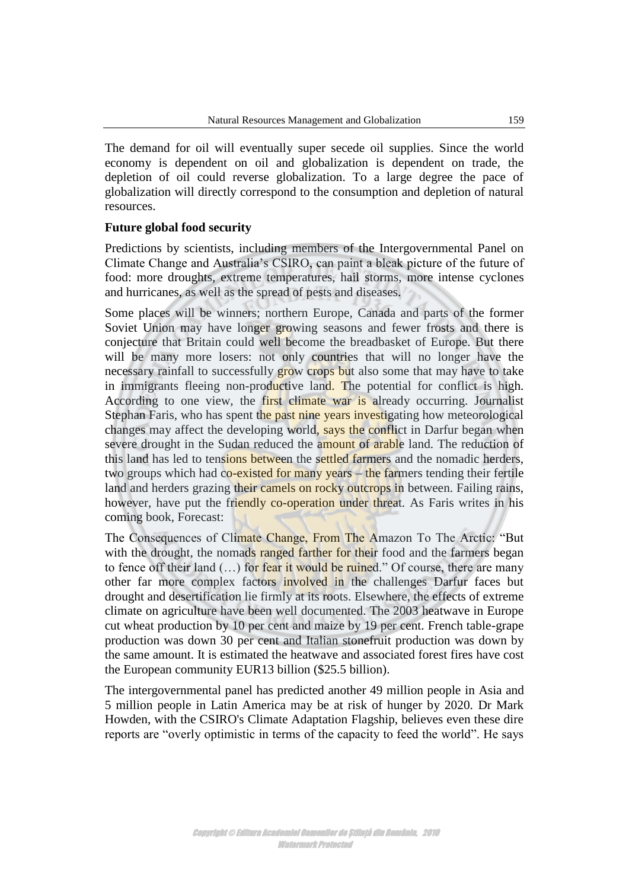The demand for oil will eventually super secede oil supplies. Since the world economy is dependent on oil and globalization is dependent on trade, the depletion of oil could reverse globalization. To a large degree the pace of globalization will directly correspond to the consumption and depletion of natural resources.

**Future global food security**

Predictions by scientists, including members of the Intergovernmental Panel on Climate Change and Australia's CSIRO, can paint a bleak picture of the future of food: more droughts, extreme temperatures, hail storms, more intense cyclones and hurricanes, as well as the spread of pests and diseases.

Some places will be winners; northern Europe, Canada and parts of the former Soviet Union may have longer growing seasons and fewer frosts and there is conjecture that Britain could well become the breadbasket of Europe. But there will be many more losers: not only countries that will no longer have the necessary rainfall to successfully grow crops but also some that may have to take in immigrants fleeing non-productive land. The potential for conflict is high. According to one view, the first climate war is already occurring. Journalist Stephan Faris, who has spent the past nine years investigating how meteorological changes may affect the developing world, says the conflict in Darfur began when severe drought in the Sudan reduced the amount of arable land. The reduction of this land has led to tensions between the settled farmers and the nomadic herders, two groups which had co-existed for many years – the farmers tending their fertile land and herders grazing their camels on rocky outcrops in between. Failing rains, however, have put the friendly co-operation under threat. As Faris writes in his coming book, Forecast:

The Consequences of Climate Change, From The Amazon To The Arctic: "But with the drought, the nomads ranged farther for their food and the farmers began to fence off their land (…) for fear it would be ruined." Of course, there are many other far more complex factors involved in the challenges Darfur faces but drought and desertification lie firmly at its roots. Elsewhere, the effects of extreme climate on agriculture have been well documented. The 2003 heatwave in Europe cut wheat production by 10 per cent and maize by 19 per cent. French table-grape production was down 30 per cent and Italian stonefruit production was down by the same amount. It is estimated the heatwave and associated forest fires have cost the European community EUR13 billion ($25.5 billion).

The intergovernmental panel has predicted another 49 million people in Asia and 5 million people in Latin America may be at risk of hunger by 2020. Dr Mark Howden, with the CSIRO's Climate Adaptation Flagship, believes even these dire reports are "overly optimistic in terms of the capacity to feed the world". He says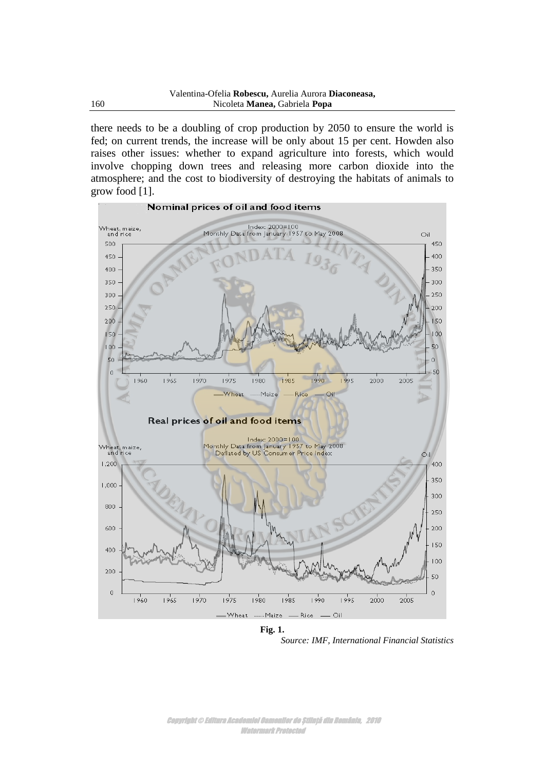there needs to be a doubling of crop production by 2050 to ensure the world is fed; on current trends, the increase will be only about 15 per cent. Howden also raises other issues: whether to expand agriculture into forests, which would involve chopping down trees and releasing more carbon dioxide into the atmosphere; and the cost to biodiversity of destroying the habitats of animals to grow food [1].

**Fig. 1.**

*Source: IMF, International Financial Statistics*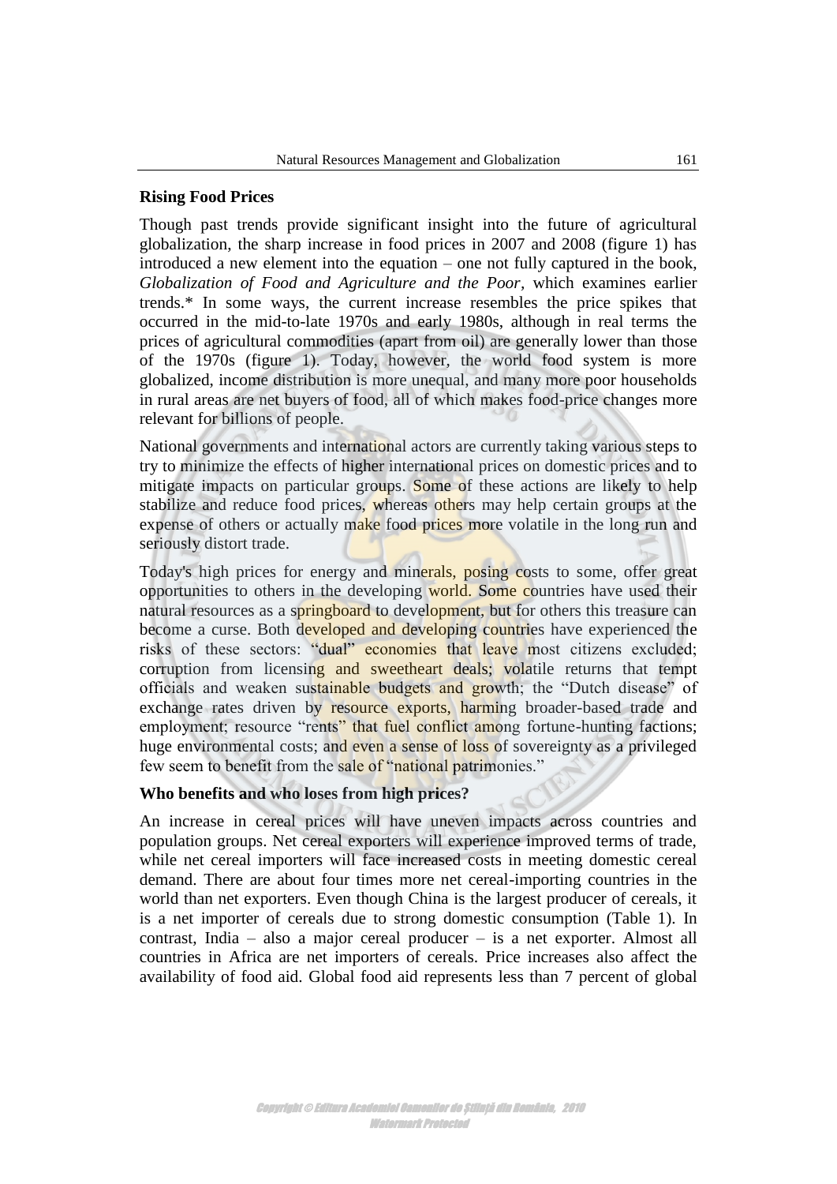## Rising Food Prices

Though past trends provide significant insight into the future of agricultural globalization, the sharp increase in food prices in 2007 and 2008 (figure 1) has introduced a new element into the equation – one not fully captured in the book, *Globalization of Food and Agriculture and the Poor*, which examines earlier trends.* In some ways, the current increase resembles the price spikes that occurred in the mid-to-late 1970s and early 1980s, although in real terms the prices of agricultural commodities (apart from oil) are generally lower than those of the 1970s (figure 1). Today, however, the world food system is more globalized, income distribution is more unequal, and many more poor households in rural areas are net buyers of food, all of which makes food-price changes more relevant for billions of people.

National governments and international actors are currently taking various steps to try to minimize the effects of higher international prices on domestic prices and to mitigate impacts on particular groups. Some of these actions are likely to help stabilize and reduce food prices, whereas others may help certain groups at the expense of others or actually make food prices more volatile in the long run and seriously distort trade.

Today's high prices for energy and minerals, posing costs to some, offer great opportunities to others in the developing world. Some countries have used their natural resources as a springboard to development, but for others this treasure can become a curse. Both developed and developing countries have experienced the risks of these sectors: "dual" economies that leave most citizens excluded; corruption from licensing and sweetheart deals; volatile returns that tempt officials and weaken sustainable budgets and growth; the "Dutch disease" of exchange rates driven by resource exports, harming broader-based trade and employment; resource "rents" that fuel conflict among fortune-hunting factions; huge environmental costs; and even a sense of loss of sovereignty as a privileged few seem to benefit from the sale of "national patrimonies."

### Who benefits and who loses from high prices?

An increase in cereal prices will have uneven impacts across countries and population groups. Net cereal exporters will experience improved terms of trade, while net cereal importers will face increased costs in meeting domestic cereal demand. There are about four times more net cereal-importing countries in the world than net exporters. Even though China is the largest producer of cereals, it is a net importer of cereals due to strong domestic consumption (Table 1). In contrast, India – also a major cereal producer – is a net exporter. Almost all countries in Africa are net importers of cereals. Price increases also affect the availability of food aid. Global food aid represents less than 7 percent of global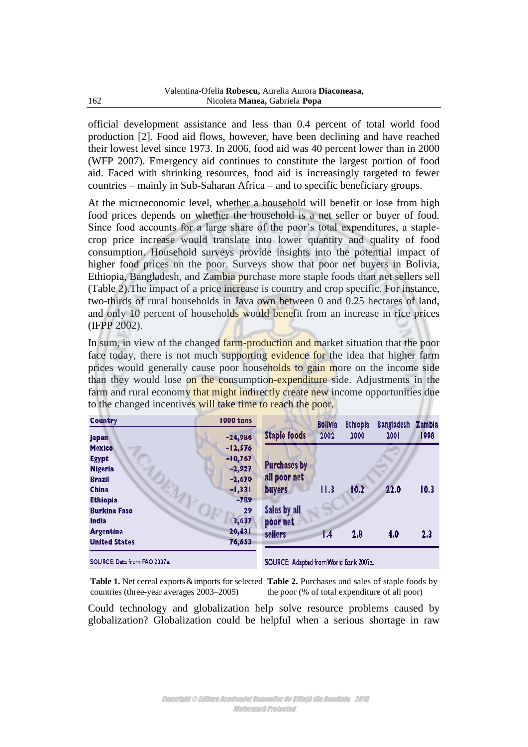official development assistance and less than 0.4 percent of total world food production [2]. Food aid flows, however, have been declining and have reached their lowest level since 1973. In 2006, food aid was 40 percent lower than in 2000 (WFP 2007). Emergency aid continues to constitute the largest portion of food aid. Faced with shrinking resources, food aid is increasingly targeted to fewer countries – mainly in Sub-Saharan Africa – and to specific beneficiary groups.

At the microeconomic level, whether a household will benefit or lose from high food prices depends on whether the household is a net seller or buyer of food. Since food accounts for a large share of the poor's total expenditures, a staple-crop price increase would translate into lower quantity and quality of food consumption. Household surveys provide insights into the potential impact of higher food prices on the poor. Surveys show that poor net buyers in Bolivia, Ethiopia, Bangladesh, and Zambia purchase more staple foods than net sellers sell (Table 2).The impact of a price increase is country and crop specific. For instance, two-thirds of rural households in Java own between 0 and 0.25 hectares of land, and only 10 percent of households would benefit from an increase in rice prices (IFPP 2002).

In sum, in view of the changed farm-production and market situation that the poor face today, there is not much supporting evidence for the idea that higher farm prices would generally cause poor households to gain more on the income side than they would lose on the consumption-expenditure side. Adjustments in the farm and rural economy that might indirectly create new income opportunities due to the changed incentives will take time to reach the poor.

| Country | 1000 tons |
|---|---|
| Japan | -24,986 |
| Mexico | -12,576 |
| Egypt | -10,767 |
| Nigeria | -2,927 |
| Brazil | -2,670 |
| China | -1,331 |
| Ethiopia | -789 |
| Burkina Faso | 29 |
| India | 3,637 |
| Argentina | 20,431 |
| United States | 76,653 |

SOURCE: Data from FAO 2007a.

**Table 1.** Net cereal exports&imports for selected countries (three-year averages 2003–2005)

| Staple foods | Bolivia 2002 | Ethiopia 2000 | Bangladesh 2001 | Zambia 1998 |
|---|---|---|---|---|
| Purchases by all poor net buyers | 11.3 | 10.2 | 22.0 | 10.3 |
| Sales by all poor net sellers | 1.4 | 2.8 | 4.0 | 2.3 |

SOURCE: Adapted from World Bank 2007a.

**Table 2.** Purchases and sales of staple foods by the poor (% of total expenditure of all poor)

Could technology and globalization help solve resource problems caused by globalization? Globalization could be helpful when a serious shortage in raw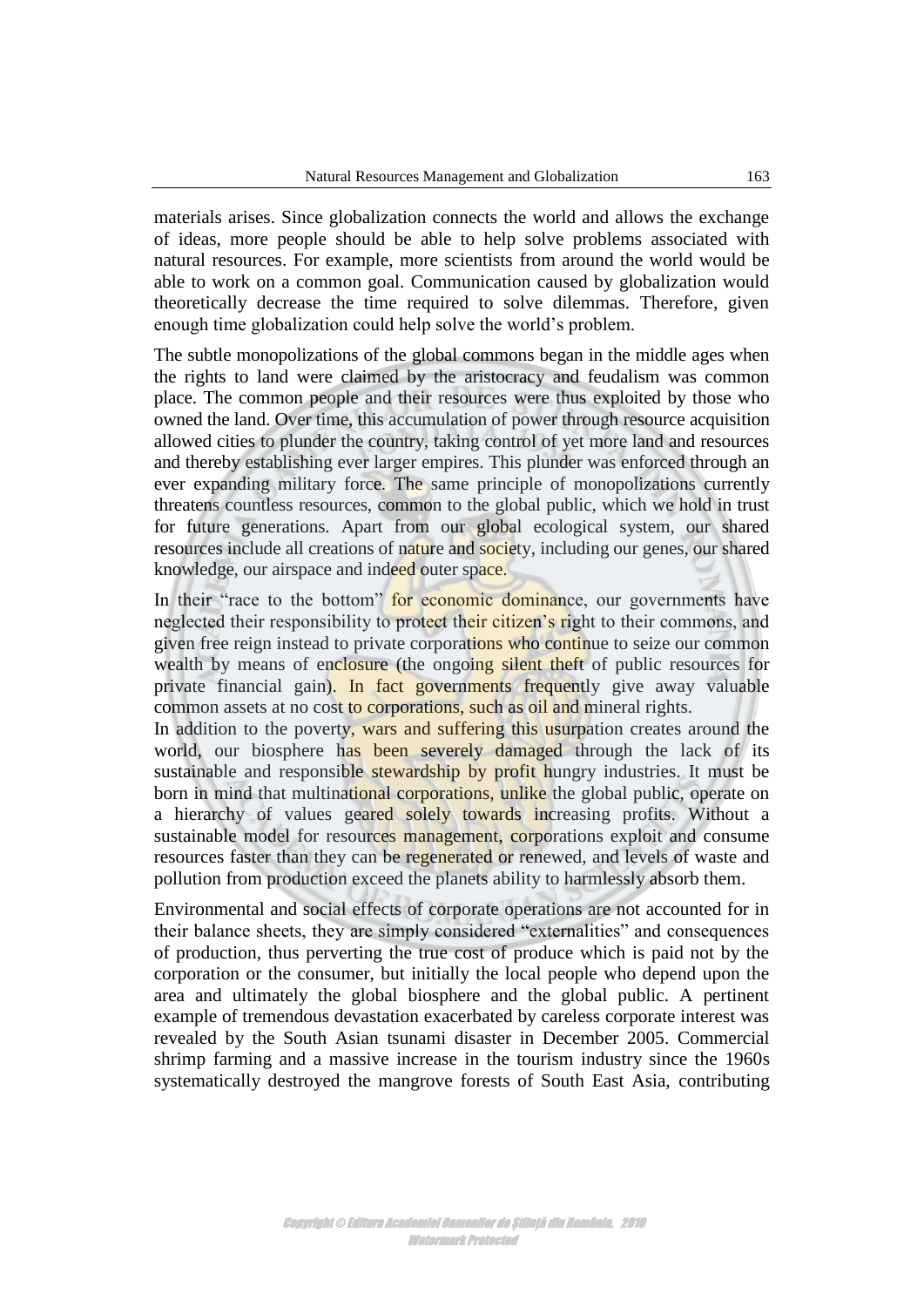materials arises. Since globalization connects the world and allows the exchange of ideas, more people should be able to help solve problems associated with natural resources. For example, more scientists from around the world would be able to work on a common goal. Communication caused by globalization would theoretically decrease the time required to solve dilemmas. Therefore, given enough time globalization could help solve the world's problem.

The subtle monopolizations of the global commons began in the middle ages when the rights to land were claimed by the aristocracy and feudalism was common place. The common people and their resources were thus exploited by those who owned the land. Over time, this accumulation of power through resource acquisition allowed cities to plunder the country, taking control of yet more land and resources and thereby establishing ever larger empires. This plunder was enforced through an ever expanding military force. The same principle of monopolizations currently threatens countless resources, common to the global public, which we hold in trust for future generations. Apart from our global ecological system, our shared resources include all creations of nature and society, including our genes, our shared knowledge, our airspace and indeed outer space.

In their "race to the bottom" for economic dominance, our governments have neglected their responsibility to protect their citizen's right to their commons, and given free reign instead to private corporations who continue to seize our common wealth by means of enclosure (the ongoing silent theft of public resources for private financial gain). In fact governments frequently give away valuable common assets at no cost to corporations, such as oil and mineral rights.

In addition to the poverty, wars and suffering this usurpation creates around the world, our biosphere has been severely damaged through the lack of its sustainable and responsible stewardship by profit hungry industries. It must be born in mind that multinational corporations, unlike the global public, operate on a hierarchy of values geared solely towards increasing profits. Without a sustainable model for resources management, corporations exploit and consume resources faster than they can be regenerated or renewed, and levels of waste and pollution from production exceed the planets ability to harmlessly absorb them.

Environmental and social effects of corporate operations are not accounted for in their balance sheets, they are simply considered "externalities" and consequences of production, thus perverting the true cost of produce which is paid not by the corporation or the consumer, but initially the local people who depend upon the area and ultimately the global biosphere and the global public. A pertinent example of tremendous devastation exacerbated by careless corporate interest was revealed by the South Asian tsunami disaster in December 2005. Commercial shrimp farming and a massive increase in the tourism industry since the 1960s systematically destroyed the mangrove forests of South East Asia, contributing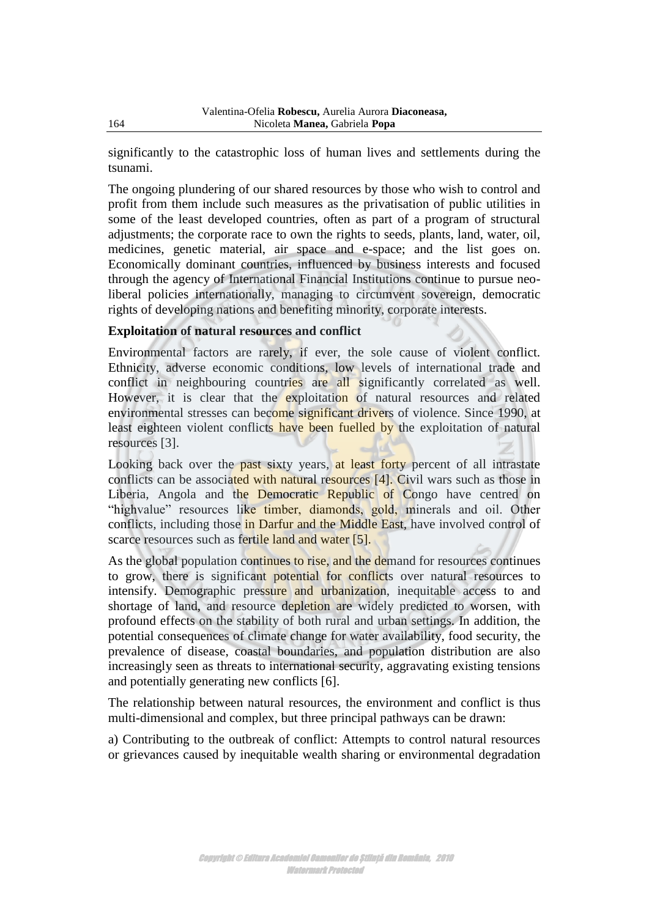significantly to the catastrophic loss of human lives and settlements during the tsunami.

The ongoing plundering of our shared resources by those who wish to control and profit from them include such measures as the privatisation of public utilities in some of the least developed countries, often as part of a program of structural adjustments; the corporate race to own the rights to seeds, plants, land, water, oil, medicines, genetic material, air space and e-space; and the list goes on. Economically dominant countries, influenced by business interests and focused through the agency of International Financial Institutions continue to pursue neo-liberal policies internationally, managing to circumvent sovereign, democratic rights of developing nations and benefiting minority, corporate interests.

**Exploitation of natural resources and conflict**

Environmental factors are rarely, if ever, the sole cause of violent conflict. Ethnicity, adverse economic conditions, low levels of international trade and conflict in neighbouring countries are all significantly correlated as well. However, it is clear that the exploitation of natural resources and related environmental stresses can become significant drivers of violence. Since 1990, at least eighteen violent conflicts have been fuelled by the exploitation of natural resources [3].

Looking back over the past sixty years, at least forty percent of all intrastate conflicts can be associated with natural resources [4]. Civil wars such as those in Liberia, Angola and the Democratic Republic of Congo have centred on "highvalue" resources like timber, diamonds, gold, minerals and oil. Other conflicts, including those in Darfur and the Middle East, have involved control of scarce resources such as fertile land and water [5].

As the global population continues to rise, and the demand for resources continues to grow, there is significant potential for conflicts over natural resources to intensify. Demographic pressure and urbanization, inequitable access to and shortage of land, and resource depletion are widely predicted to worsen, with profound effects on the stability of both rural and urban settings. In addition, the potential consequences of climate change for water availability, food security, the prevalence of disease, coastal boundaries, and population distribution are also increasingly seen as threats to international security, aggravating existing tensions and potentially generating new conflicts [6].

The relationship between natural resources, the environment and conflict is thus multi-dimensional and complex, but three principal pathways can be drawn:

a) Contributing to the outbreak of conflict: Attempts to control natural resources or grievances caused by inequitable wealth sharing or environmental degradation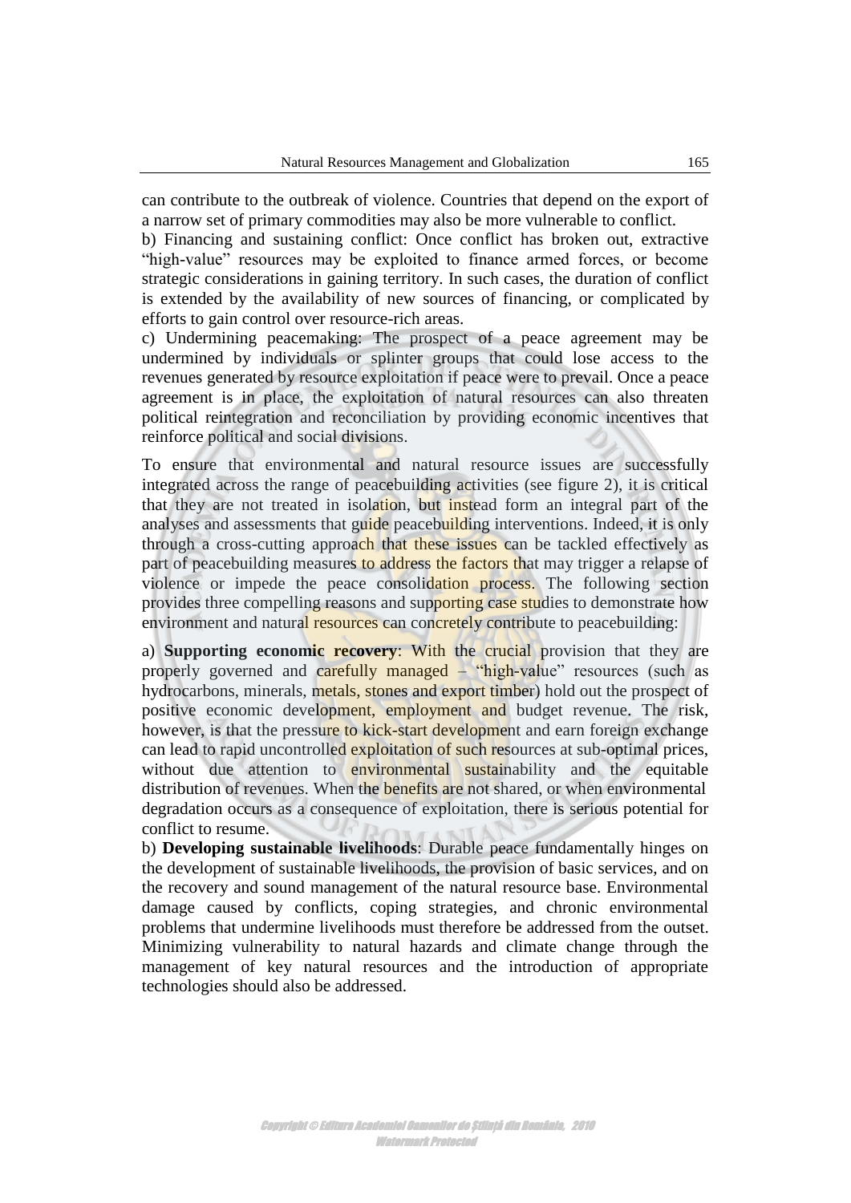can contribute to the outbreak of violence. Countries that depend on the export of a narrow set of primary commodities may also be more vulnerable to conflict.

b) Financing and sustaining conflict: Once conflict has broken out, extractive "high-value" resources may be exploited to finance armed forces, or become strategic considerations in gaining territory. In such cases, the duration of conflict is extended by the availability of new sources of financing, or complicated by efforts to gain control over resource-rich areas.

c) Undermining peacemaking: The prospect of a peace agreement may be undermined by individuals or splinter groups that could lose access to the revenues generated by resource exploitation if peace were to prevail. Once a peace agreement is in place, the exploitation of natural resources can also threaten political reintegration and reconciliation by providing economic incentives that reinforce political and social divisions.

To ensure that environmental and natural resource issues are successfully integrated across the range of peacebuilding activities (see figure 2), it is critical that they are not treated in isolation, but instead form an integral part of the analyses and assessments that guide peacebuilding interventions. Indeed, it is only through a cross-cutting approach that these issues can be tackled effectively as part of peacebuilding measures to address the factors that may trigger a relapse of violence or impede the peace consolidation process. The following section provides three compelling reasons and supporting case studies to demonstrate how environment and natural resources can concretely contribute to peacebuilding:

a) **Supporting economic recovery**: With the crucial provision that they are properly governed and carefully managed – "high-value" resources (such as hydrocarbons, minerals, metals, stones and export timber) hold out the prospect of positive economic development, employment and budget revenue. The risk, however, is that the pressure to kick-start development and earn foreign exchange can lead to rapid uncontrolled exploitation of such resources at sub-optimal prices, without due attention to environmental sustainability and the equitable distribution of revenues. When the benefits are not shared, or when environmental degradation occurs as a consequence of exploitation, there is serious potential for conflict to resume.

b) **Developing sustainable livelihoods**: Durable peace fundamentally hinges on the development of sustainable livelihoods, the provision of basic services, and on the recovery and sound management of the natural resource base. Environmental damage caused by conflicts, coping strategies, and chronic environmental problems that undermine livelihoods must therefore be addressed from the outset. Minimizing vulnerability to natural hazards and climate change through the management of key natural resources and the introduction of appropriate technologies should also be addressed.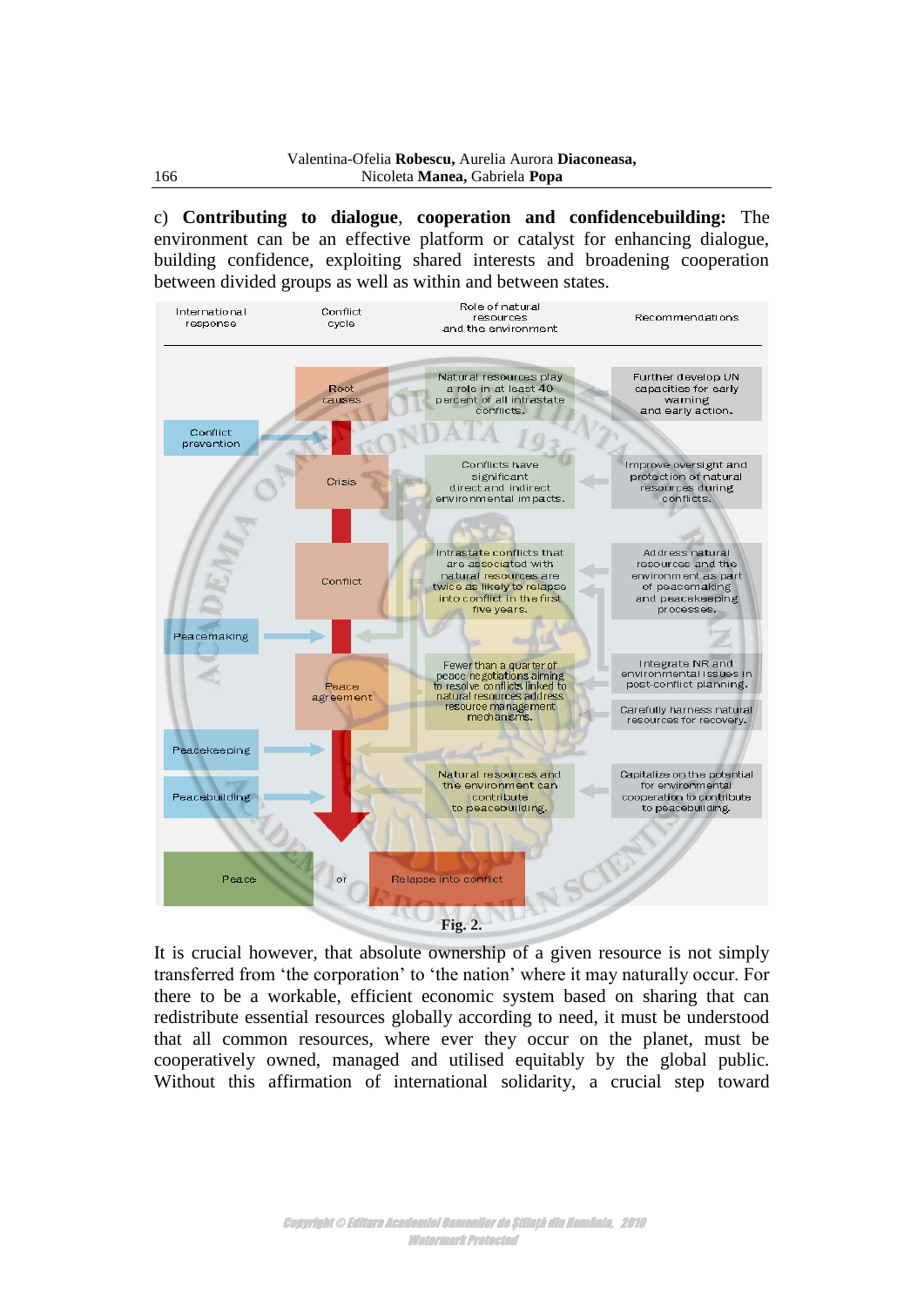c) **Contributing to dialogue**, **cooperation and confidencebuilding:** The environment can be an effective platform or catalyst for enhancing dialogue, building confidence, exploiting shared interests and broadening cooperation between divided groups as well as within and between states.

| International response | Conflict cycle | Role of natural resources and the environment | Recommendations |
|---|---|---|---|
| | Root causes | Natural resources play a role in at least 40 percent of all intrastate conflicts. | Further develop UN capacities for early warning and early action. |
| Conflict prevention | | | |
| | Crisis | Conflicts have significant direct and indirect environmental impacts. | Improve oversight and protection of natural resources during conflicts. |
| | Conflict | Intrastate conflicts that are associated with natural resources are twice as likely to relapse into conflict in the first five years. | Address natural resources and the environment as part of peacemaking and peacekeeping processes. |
| Peacemaking | | | |
| | Peace agreement | Fewer than a quarter of peace negotiations aiming to resolve conflicts linked to natural resources address resource management mechanisms. | Integrate NR and environmental issues in post-conflict planning. Carefully harness natural resources for recovery. |
| Peacekeeping | | | |
| Peacebuilding | | Natural resources and the environment can contribute to peacebuilding. | Capitalize on the potential for environmental cooperation to contribute to peacebuilding. |
| Peace | or | Relapse into conflict | |

**Fig. 2.**

It is crucial however, that absolute ownership of a given resource is not simply transferred from 'the corporation' to 'the nation' where it may naturally occur. For there to be a workable, efficient economic system based on sharing that can redistribute essential resources globally according to need, it must be understood that all common resources, where ever they occur on the planet, must be cooperatively owned, managed and utilised equitably by the global public. Without this affirmation of international solidarity, a crucial step toward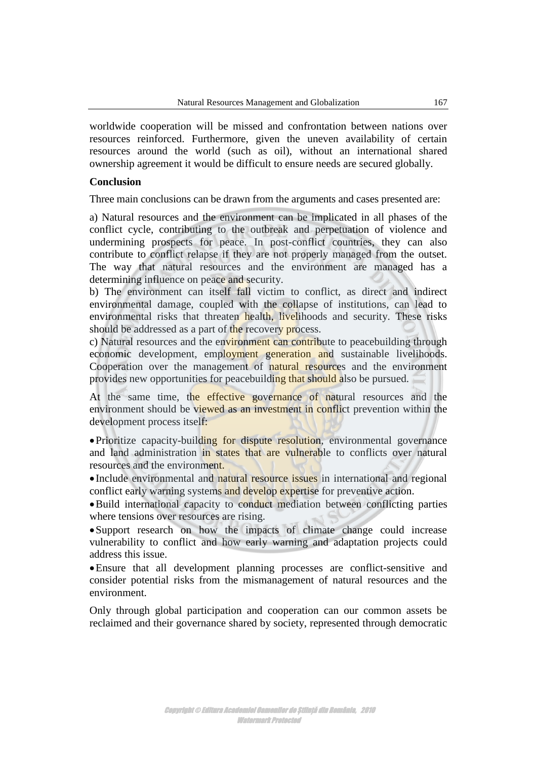worldwide cooperation will be missed and confrontation between nations over resources reinforced. Furthermore, given the uneven availability of certain resources around the world (such as oil), without an international shared ownership agreement it would be difficult to ensure needs are secured globally.

### Conclusion

Three main conclusions can be drawn from the arguments and cases presented are:

a) Natural resources and the environment can be implicated in all phases of the conflict cycle, contributing to the outbreak and perpetuation of violence and undermining prospects for peace. In post-conflict countries, they can also contribute to conflict relapse if they are not properly managed from the outset. The way that natural resources and the environment are managed has a determining influence on peace and security.

b) The environment can itself fall victim to conflict, as direct and indirect environmental damage, coupled with the collapse of institutions, can lead to environmental risks that threaten health, livelihoods and security. These risks should be addressed as a part of the recovery process.

c) Natural resources and the environment can contribute to peacebuilding through economic development, employment generation and sustainable livelihoods. Cooperation over the management of natural resources and the environment provides new opportunities for peacebuilding that should also be pursued.

At the same time, the effective governance of natural resources and the environment should be viewed as an investment in conflict prevention within the development process itself:

- Prioritize capacity-building for dispute resolution, environmental governance and land administration in states that are vulnerable to conflicts over natural resources and the environment.
- Include environmental and natural resource issues in international and regional conflict early warning systems and develop expertise for preventive action.
- Build international capacity to conduct mediation between conflicting parties where tensions over resources are rising.
- Support research on how the impacts of climate change could increase vulnerability to conflict and how early warning and adaptation projects could address this issue.
- Ensure that all development planning processes are conflict-sensitive and consider potential risks from the mismanagement of natural resources and the environment.

Only through global participation and cooperation can our common assets be reclaimed and their governance shared by society, represented through democratic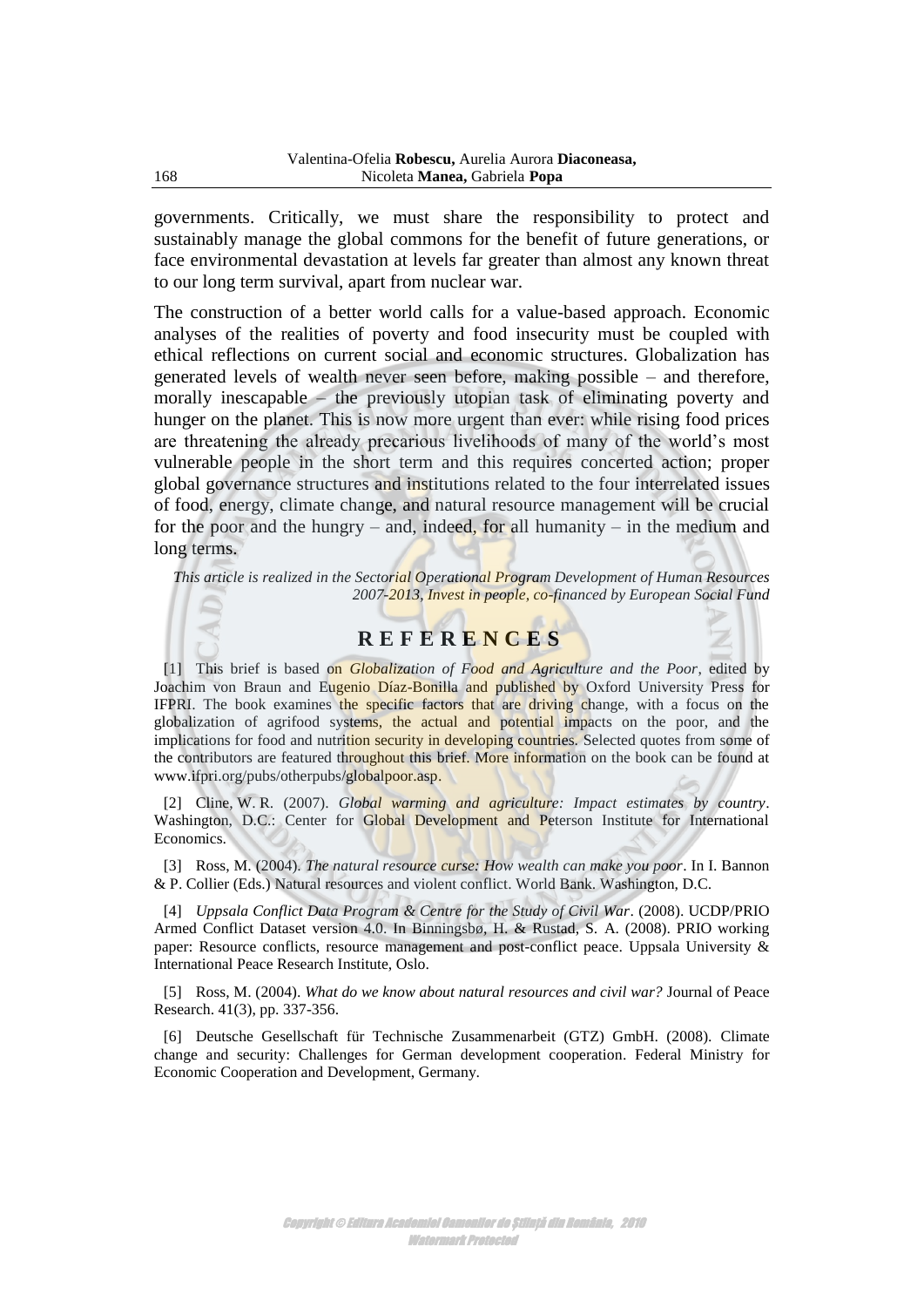governments. Critically, we must share the responsibility to protect and sustainably manage the global commons for the benefit of future generations, or face environmental devastation at levels far greater than almost any known threat to our long term survival, apart from nuclear war.

The construction of a better world calls for a value-based approach. Economic analyses of the realities of poverty and food insecurity must be coupled with ethical reflections on current social and economic structures. Globalization has generated levels of wealth never seen before, making possible – and therefore, morally inescapable – the previously utopian task of eliminating poverty and hunger on the planet. This is now more urgent than ever: while rising food prices are threatening the already precarious livelihoods of many of the world's most vulnerable people in the short term and this requires concerted action; proper global governance structures and institutions related to the four interrelated issues of food, energy, climate change, and natural resource management will be crucial for the poor and the hungry – and, indeed, for all humanity – in the medium and long terms.

*This article is realized in the Sectorial Operational Program Development of Human Resources 2007-2013, Invest in people, co-financed by European Social Fund*

## REFERENCES

[1] This brief is based on *Globalization of Food and Agriculture and the Poor*, edited by Joachim von Braun and Eugenio Díaz-Bonilla and published by Oxford University Press for IFPRI. The book examines the specific factors that are driving change, with a focus on the globalization of agrifood systems, the actual and potential impacts on the poor, and the implications for food and nutrition security in developing countries. Selected quotes from some of the contributors are featured throughout this brief. More information on the book can be found at www.ifpri.org/pubs/otherpubs/globalpoor.asp.

[2] Cline, W. R. (2007). *Global warming and agriculture: Impact estimates by country*. Washington, D.C.: Center for Global Development and Peterson Institute for International Economics.

[3] Ross, M. (2004). *The natural resource curse: How wealth can make you poor*. In I. Bannon & P. Collier (Eds.) Natural resources and violent conflict. World Bank. Washington, D.C.

[4] *Uppsala Conflict Data Program & Centre for the Study of Civil War*. (2008). UCDP/PRIO Armed Conflict Dataset version 4.0. In Binningsbø, H. & Rustad, S. A. (2008). PRIO working paper: Resource conflicts, resource management and post-conflict peace. Uppsala University & International Peace Research Institute, Oslo.

[5] Ross, M. (2004). *What do we know about natural resources and civil war?* Journal of Peace Research. 41(3), pp. 337-356.

[6] Deutsche Gesellschaft für Technische Zusammenarbeit (GTZ) GmbH. (2008). Climate change and security: Challenges for German development cooperation. Federal Ministry for Economic Cooperation and Development, Germany.